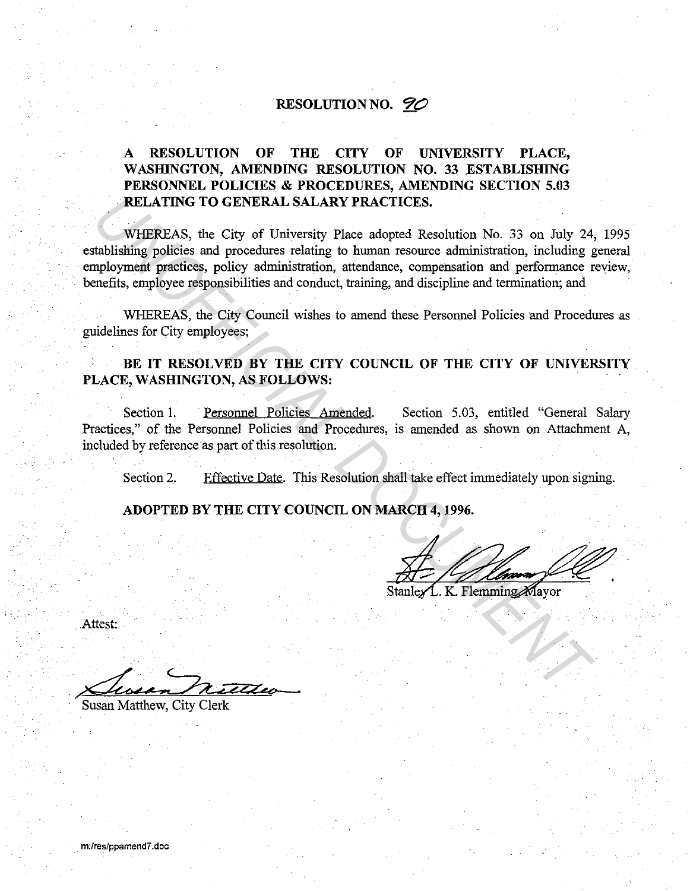# RESOLUTION NO. 90

**A RESOLUTION OF THE CITY OF UNIVERSITY PLACE, WASHINGTON, AMENDING RESOLUTION NO. 33 ESTABLISHING PERSONNEL POLICIES & PROCEDURES, AMENDING SECTION 5.03 RELATING TO GENERAL SALARY PRACTICES.**

WHEREAS, the City of University Place adopted Resolution No. 33 on July 24, 1995 establishing policies and procedures relating to human resource administration, including general employment practices, policy administration, attendance, compensation and performance review, benefits, employee responsibilities and conduct, training, and discipline and termination; and

WHEREAS, the City Council wishes to amend these Personnel Policies and Procedures as guidelines for City employees;

**BE IT RESOLVED BY THE CITY COUNCIL OF THE CITY OF UNIVERSITY PLACE, WASHINGTON, AS FOLLOWS:**

Section 1. Personnel Policies Amended. Section 5.03, entitled "General Salary Practices," of the Personnel Policies and Procedures, is amended as shown on Attachment A, included by reference as part of this resolution.

Section 2. Effective Date. This Resolution shall take effect immediately upon signing.

**ADOPTED BY THE CITY COUNCIL ON MARCH 4, 1996.**

Stanley L. K. Flemming, Mayor

Attest:

Susan Matthew, City Clerk

m:/res/ppamend7.doc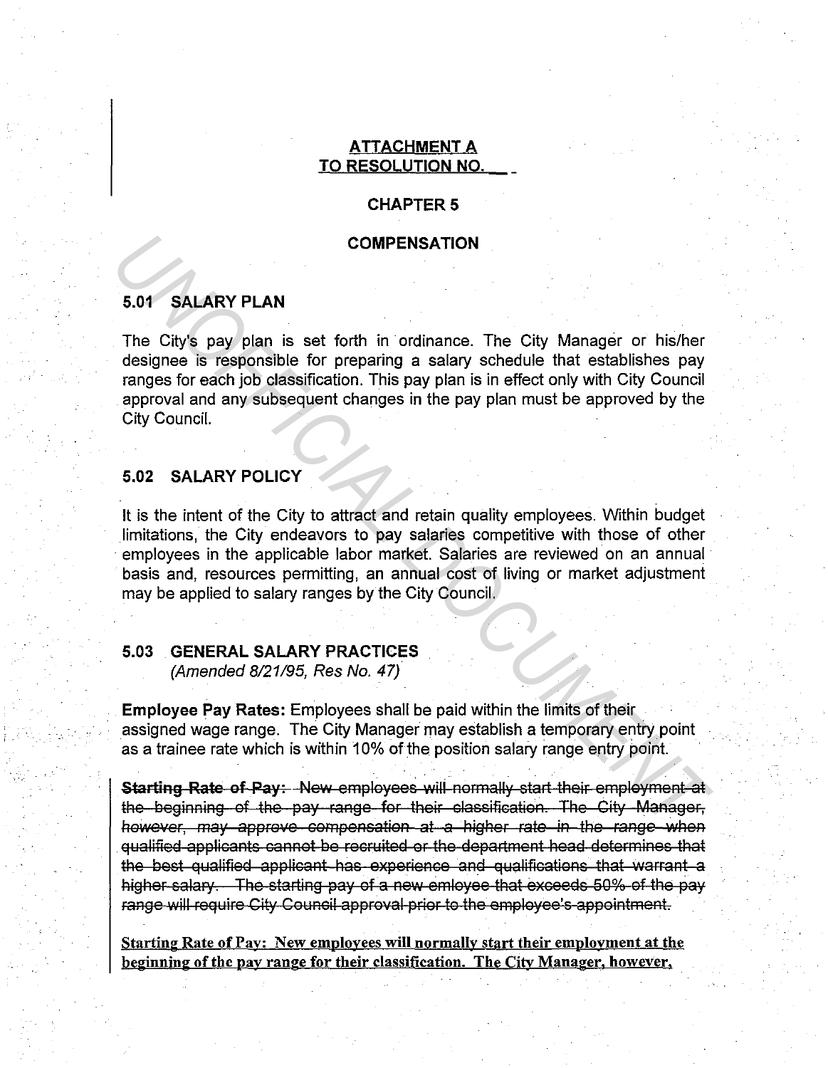**ATTACHMENT A**
**TO RESOLUTION NO. __**

## CHAPTER 5

## COMPENSATION

### 5.01 SALARY PLAN

The City's pay plan is set forth in ordinance. The City Manager or his/her designee is responsible for preparing a salary schedule that establishes pay ranges for each job classification. This pay plan is in effect only with City Council approval and any subsequent changes in the pay plan must be approved by the City Council.

### 5.02 SALARY POLICY

It is the intent of the City to attract and retain quality employees. Within budget limitations, the City endeavors to pay salaries competitive with those of other employees in the applicable labor market. Salaries are reviewed on an annual basis and, resources permitting, an annual cost of living or market adjustment may be applied to salary ranges by the City Council.

### 5.03 GENERAL SALARY PRACTICES

*(Amended 8/21/95, Res No. 47)*

**Employee Pay Rates:** Employees shall be paid within the limits of their assigned wage range. The City Manager may establish a temporary entry point as a trainee rate which is within 10% of the position salary range entry point.

~~**Starting Rate of Pay:** New employees will normally start their employment at the beginning of the pay range for their classification. The City Manager, however, may approve compensation at a higher rate in the range when qualified applicants cannot be recruited or the department head determines that the best qualified applicant has experience and qualifications that warrant a higher salary. The starting pay of a new emloyee that exceeds 50% of the pay range will require City Council approval prior to the employee's appointment.~~

**<u>Starting Rate of Pay: New employees will normally start their employment at the beginning of the pay range for their classification. The City Manager, however,</u>**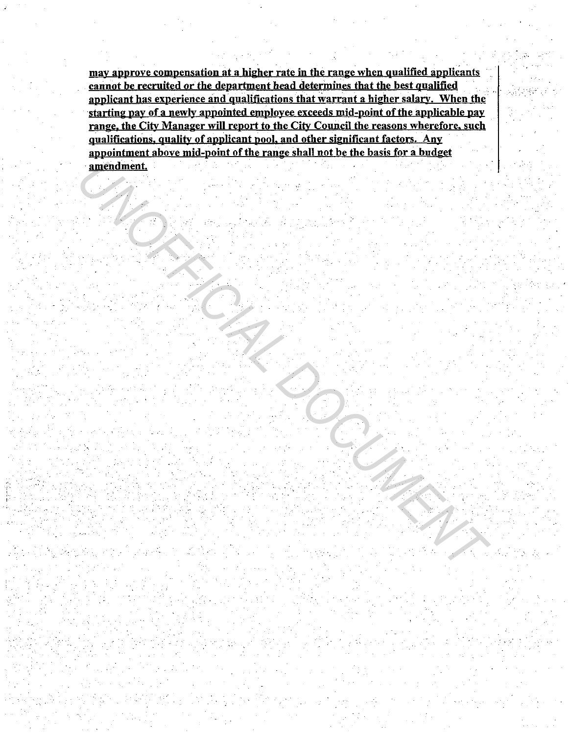**may approve compensation at a higher rate in the range when qualified applicants cannot be recruited or the department head determines that the best qualified applicant has experience and qualifications that warrant a higher salary. When the starting pay of a newly appointed employee exceeds mid-point of the applicable pay range, the City Manager will report to the City Council the reasons wherefore, such qualifications, quality of applicant pool, and other significant factors. Any appointment above mid-point of the range shall not be the basis for a budget amendment.**

UNOFFICIAL DOCUMENT